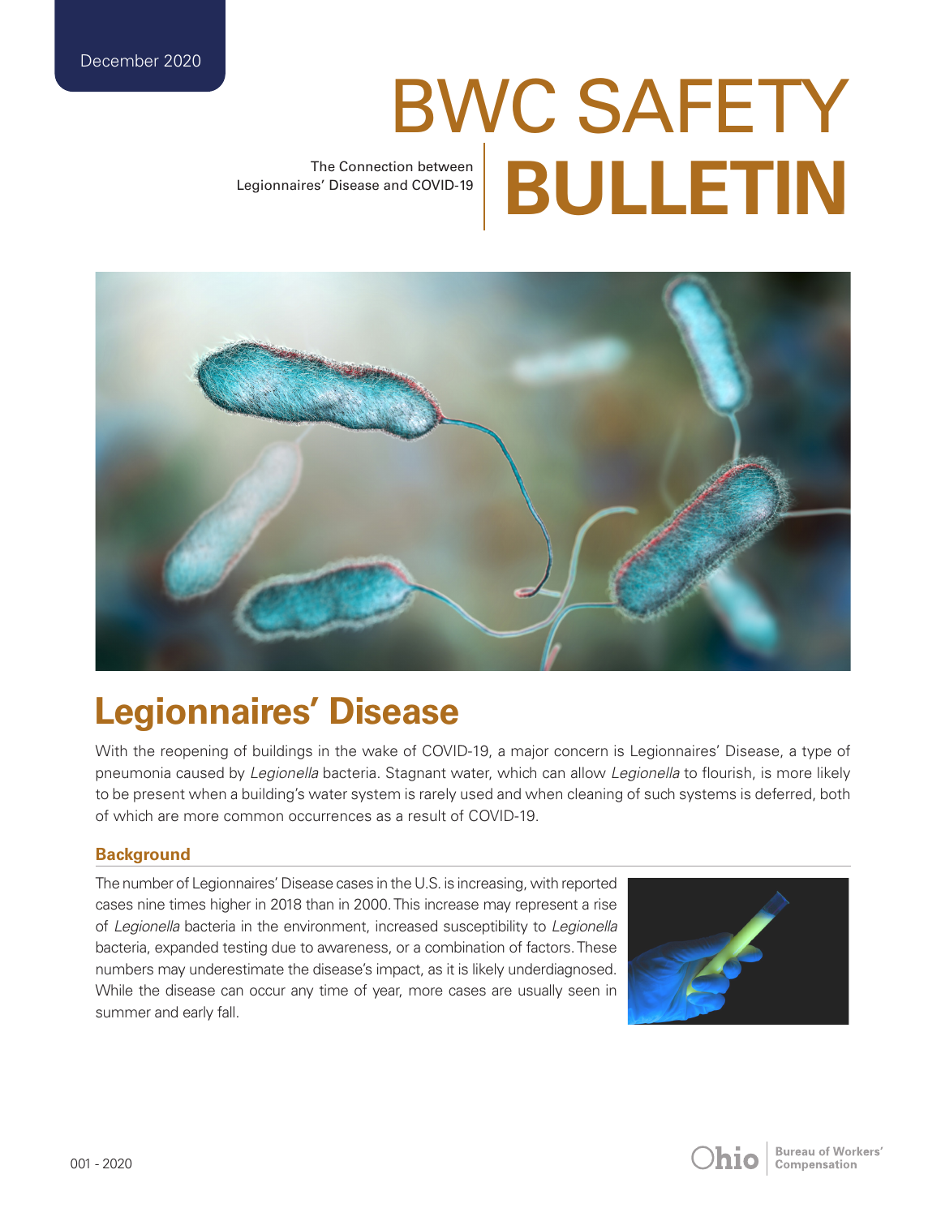December 2020

# BWC SAFETY BULLETIN

The Connection between Legionnaires' Disease and COVID-19

## Legionnaires' Disease

With the reopening of buildings in the wake of COVID-19, a major concern is Legionnaires' Disease, a type of pneumonia caused by *Legionella* bacteria. Stagnant water, which can allow *Legionella* to flourish, is more likely to be present when a building's water system is rarely used and when cleaning of such systems is deferred, both of which are more common occurrences as a result of COVID-19.

### Background

The number of Legionnaires' Disease cases in the U.S. is increasing, with reported cases nine times higher in 2018 than in 2000. This increase may represent a rise of *Legionella* bacteria in the environment, increased susceptibility to *Legionella* bacteria, expanded testing due to awareness, or a combination of factors. These numbers may underestimate the disease's impact, as it is likely underdiagnosed. While the disease can occur any time of year, more cases are usually seen in summer and early fall.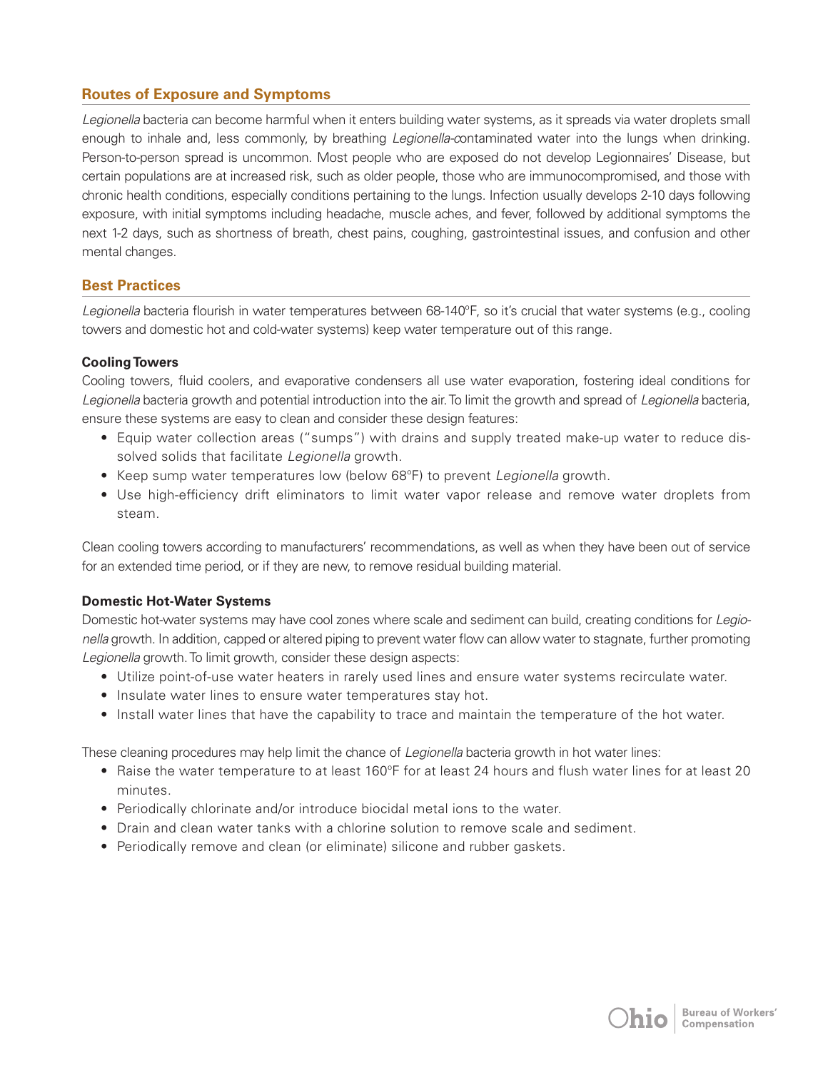## Routes of Exposure and Symptoms

*Legionella* bacteria can become harmful when it enters building water systems, as it spreads via water droplets small enough to inhale and, less commonly, by breathing *Legionella*-contaminated water into the lungs when drinking. Person-to-person spread is uncommon. Most people who are exposed do not develop Legionnaires' Disease, but certain populations are at increased risk, such as older people, those who are immunocompromised, and those with chronic health conditions, especially conditions pertaining to the lungs. Infection usually develops 2-10 days following exposure, with initial symptoms including headache, muscle aches, and fever, followed by additional symptoms the next 1-2 days, such as shortness of breath, chest pains, coughing, gastrointestinal issues, and confusion and other mental changes.

## Best Practices

*Legionella* bacteria flourish in water temperatures between 68-140°F, so it's crucial that water systems (e.g., cooling towers and domestic hot and cold-water systems) keep water temperature out of this range.

**Cooling Towers**

Cooling towers, fluid coolers, and evaporative condensers all use water evaporation, fostering ideal conditions for *Legionella* bacteria growth and potential introduction into the air. To limit the growth and spread of *Legionella* bacteria, ensure these systems are easy to clean and consider these design features:

- Equip water collection areas ("sumps") with drains and supply treated make-up water to reduce dissolved solids that facilitate *Legionella* growth.
- Keep sump water temperatures low (below 68°F) to prevent *Legionella* growth.
- Use high-efficiency drift eliminators to limit water vapor release and remove water droplets from steam.

Clean cooling towers according to manufacturers' recommendations, as well as when they have been out of service for an extended time period, or if they are new, to remove residual building material.

**Domestic Hot-Water Systems**

Domestic hot-water systems may have cool zones where scale and sediment can build, creating conditions for *Legionella* growth. In addition, capped or altered piping to prevent water flow can allow water to stagnate, further promoting *Legionella* growth. To limit growth, consider these design aspects:

- Utilize point-of-use water heaters in rarely used lines and ensure water systems recirculate water.
- Insulate water lines to ensure water temperatures stay hot.
- Install water lines that have the capability to trace and maintain the temperature of the hot water.

These cleaning procedures may help limit the chance of *Legionella* bacteria growth in hot water lines:

- Raise the water temperature to at least 160°F for at least 24 hours and flush water lines for at least 20 minutes.
- Periodically chlorinate and/or introduce biocidal metal ions to the water.
- Drain and clean water tanks with a chlorine solution to remove scale and sediment.
- Periodically remove and clean (or eliminate) silicone and rubber gaskets.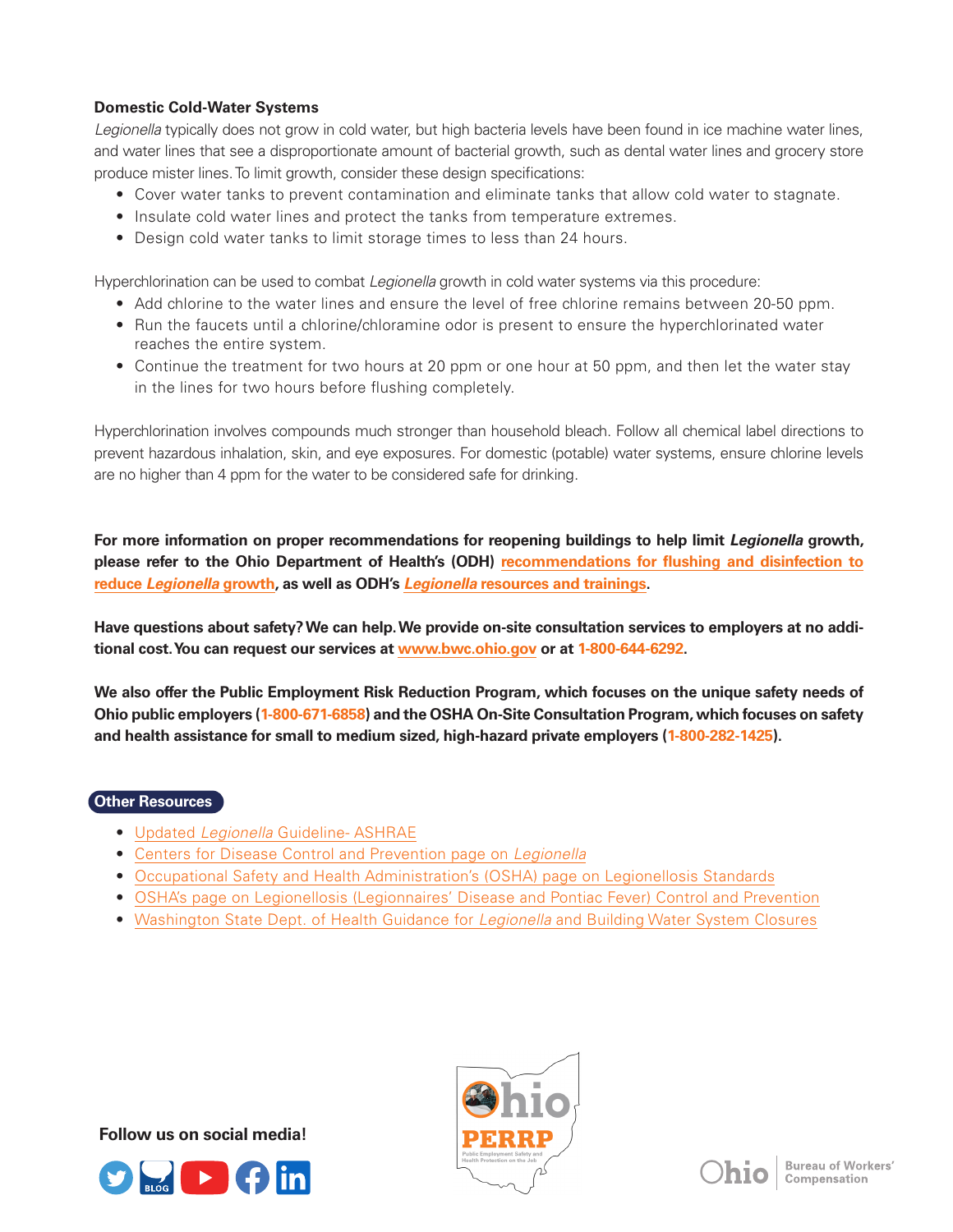### Domestic Cold-Water Systems

*Legionella* typically does not grow in cold water, but high bacteria levels have been found in ice machine water lines, and water lines that see a disproportionate amount of bacterial growth, such as dental water lines and grocery store produce mister lines. To limit growth, consider these design specifications:

- Cover water tanks to prevent contamination and eliminate tanks that allow cold water to stagnate.
- Insulate cold water lines and protect the tanks from temperature extremes.
- Design cold water tanks to limit storage times to less than 24 hours.

Hyperchlorination can be used to combat *Legionella* growth in cold water systems via this procedure:

- Add chlorine to the water lines and ensure the level of free chlorine remains between 20-50 ppm.
- Run the faucets until a chlorine/chloramine odor is present to ensure the hyperchlorinated water reaches the entire system.
- Continue the treatment for two hours at 20 ppm or one hour at 50 ppm, and then let the water stay in the lines for two hours before flushing completely.

Hyperchlorination involves compounds much stronger than household bleach. Follow all chemical label directions to prevent hazardous inhalation, skin, and eye exposures. For domestic (potable) water systems, ensure chlorine levels are no higher than 4 ppm for the water to be considered safe for drinking.

**For more information on proper recommendations for reopening buildings to help limit *Legionella* growth, please refer to the Ohio Department of Health's (ODH) recommendations for flushing and disinfection to reduce *Legionella* growth, as well as ODH's *Legionella* resources and trainings.**

**Have questions about safety? We can help. We provide on-site consultation services to employers at no additional cost. You can request our services at www.bwc.ohio.gov or at 1-800-644-6292.**

**We also offer the Public Employment Risk Reduction Program, which focuses on the unique safety needs of Ohio public employers (1-800-671-6858) and the OSHA On-Site Consultation Program, which focuses on safety and health assistance for small to medium sized, high-hazard private employers (1-800-282-1425).**

**Other Resources**

- Updated *Legionella* Guideline- ASHRAE
- Centers for Disease Control and Prevention page on *Legionella*
- Occupational Safety and Health Administration's (OSHA) page on Legionellosis Standards
- OSHA's page on Legionellosis (Legionnaires' Disease and Pontiac Fever) Control and Prevention
- Washington State Dept. of Health Guidance for *Legionella* and Building Water System Closures

**Follow us on social media!**